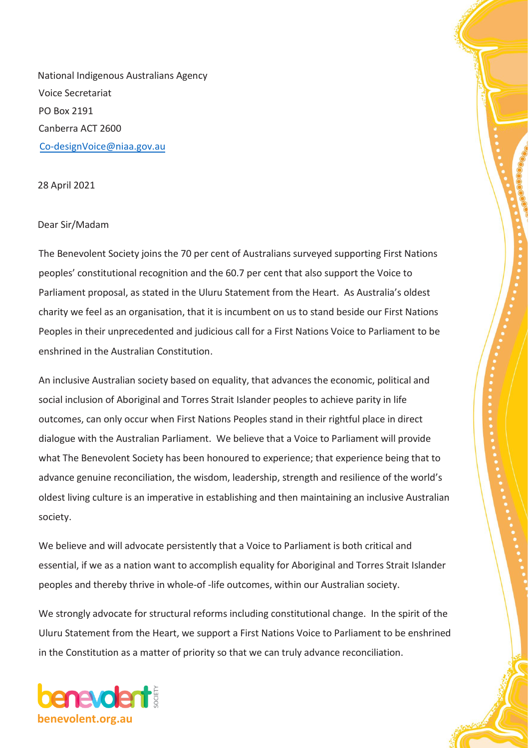National Indigenous Australians Agency
Voice Secretariat
PO Box 2191
Canberra ACT 2600
Co-designVoice@niaa.gov.au

28 April 2021

Dear Sir/Madam

The Benevolent Society joins the 70 per cent of Australians surveyed supporting First Nations peoples' constitutional recognition and the 60.7 per cent that also support the Voice to Parliament proposal, as stated in the Uluru Statement from the Heart. As Australia's oldest charity we feel as an organisation, that it is incumbent on us to stand beside our First Nations Peoples in their unprecedented and judicious call for a First Nations Voice to Parliament to be enshrined in the Australian Constitution.

An inclusive Australian society based on equality, that advances the economic, political and social inclusion of Aboriginal and Torres Strait Islander peoples to achieve parity in life outcomes, can only occur when First Nations Peoples stand in their rightful place in direct dialogue with the Australian Parliament. We believe that a Voice to Parliament will provide what The Benevolent Society has been honoured to experience; that experience being that to advance genuine reconciliation, the wisdom, leadership, strength and resilience of the world's oldest living culture is an imperative in establishing and then maintaining an inclusive Australian society.

We believe and will advocate persistently that a Voice to Parliament is both critical and essential, if we as a nation want to accomplish equality for Aboriginal and Torres Strait Islander peoples and thereby thrive in whole-of -life outcomes, within our Australian society.

We strongly advocate for structural reforms including constitutional change. In the spirit of the Uluru Statement from the Heart, we support a First Nations Voice to Parliament to be enshrined in the Constitution as a matter of priority so that we can truly advance reconciliation.

benevolent society
benevolent.org.au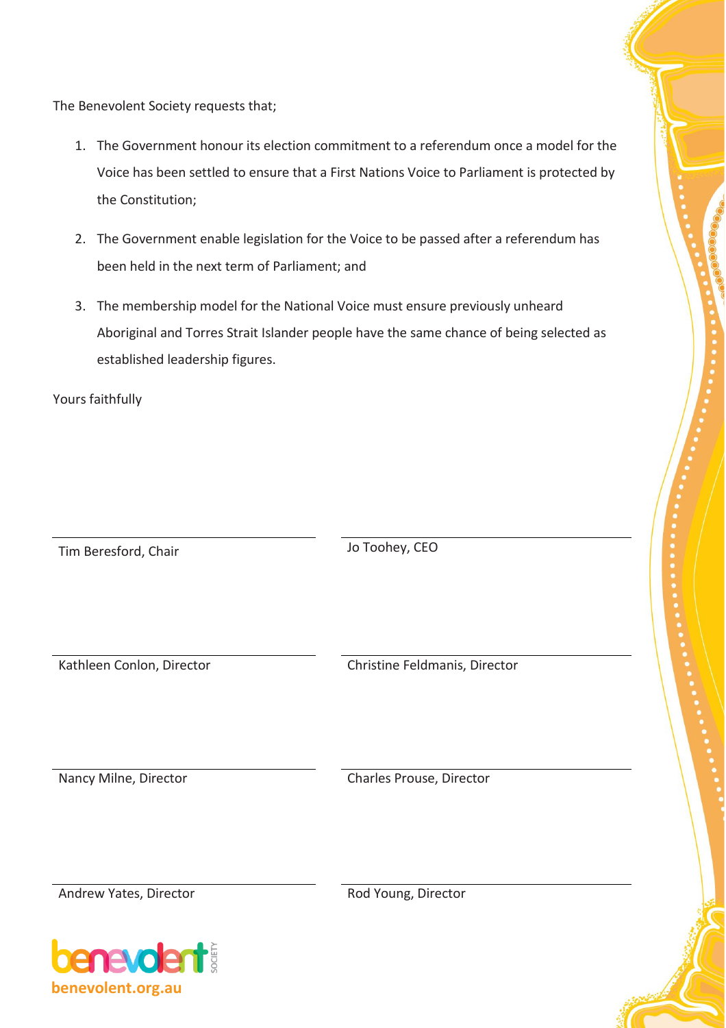The Benevolent Society requests that;

1. The Government honour its election commitment to a referendum once a model for the Voice has been settled to ensure that a First Nations Voice to Parliament is protected by the Constitution;

2. The Government enable legislation for the Voice to be passed after a referendum has been held in the next term of Parliament; and

3. The membership model for the National Voice must ensure previously unheard Aboriginal and Torres Strait Islander people have the same chance of being selected as established leadership figures.

Yours faithfully

| | |
|---|---|
| Tim Beresford, Chair | Jo Toohey, CEO |
| Kathleen Conlon, Director | Christine Feldmanis, Director |
| Nancy Milne, Director | Charles Prouse, Director |
| Andrew Yates, Director | Rod Young, Director |

benevolent society

benevolent.org.au